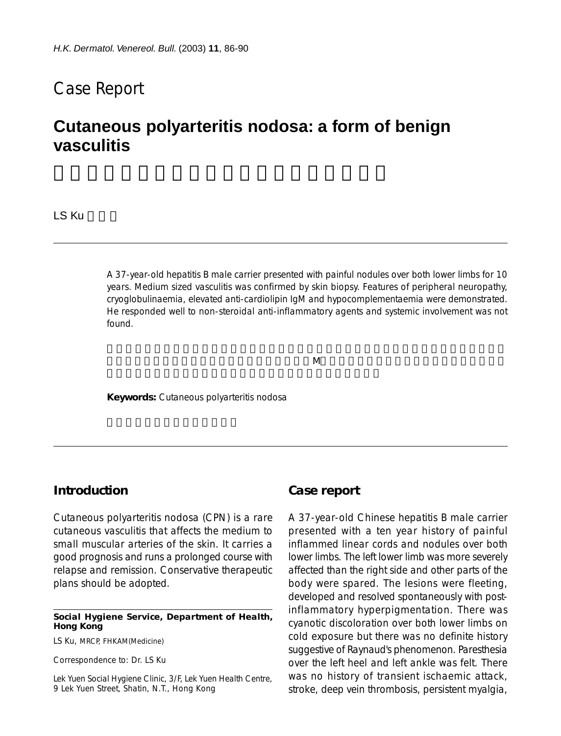## Case Report

# Cutaneous polyarteritis nodosa: a form of benign vasculitis

LS Ku

A 37-year-old hepatitis B male carrier presented with painful nodules over both lower limbs for 10 years. Medium sized vasculitis was confirmed by skin biopsy. Features of peripheral neuropathy, cryoglobulinaemia, elevated anti-cardiolipin IgM and hypocomplementaemia were demonstrated. He responded well to non-steroidal anti-inflammatory agents and systemic involvement was not found.

M

**Keywords:** Cutaneous polyarteritis nodosa

## Introduction

Cutaneous polyarteritis nodosa (CPN) is a rare cutaneous vasculitis that affects the medium to small muscular arteries of the skin. It carries a good prognosis and runs a prolonged course with relapse and remission. Conservative therapeutic plans should be adopted.

**Social Hygiene Service, Department of Health, Hong Kong**

LS Ku, MRCP, FHKAM(Medicine)

Correspondence to: Dr. LS Ku

Lek Yuen Social Hygiene Clinic, 3/F, Lek Yuen Health Centre, 9 Lek Yuen Street, Shatin, N.T., Hong Kong

## Case report

A 37-year-old Chinese hepatitis B male carrier presented with a ten year history of painful inflammed linear cords and nodules over both lower limbs. The left lower limb was more severely affected than the right side and other parts of the body were spared. The lesions were fleeting, developed and resolved spontaneously with post-inflammatory hyperpigmentation. There was cyanotic discoloration over both lower limbs on cold exposure but there was no definite history suggestive of Raynaud's phenomenon. Paresthesia over the left heel and left ankle was felt. There was no history of transient ischaemic attack, stroke, deep vein thrombosis, persistent myalgia,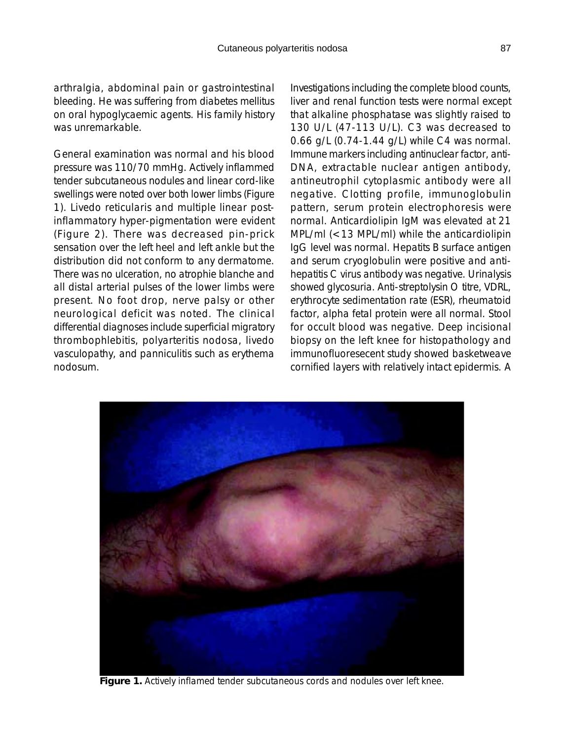arthralgia, abdominal pain or gastrointestinal bleeding. He was suffering from diabetes mellitus on oral hypoglycaemic agents. His family history was unremarkable.

General examination was normal and his blood pressure was 110/70 mmHg. Actively inflammed tender subcutaneous nodules and linear cord-like swellings were noted over both lower limbs (Figure 1). Livedo reticularis and multiple linear post-inflammatory hyper-pigmentation were evident (Figure 2). There was decreased pin-prick sensation over the left heel and left ankle but the distribution did not conform to any dermatome. There was no ulceration, no atrophie blanche and all distal arterial pulses of the lower limbs were present. No foot drop, nerve palsy or other neurological deficit was noted. The clinical differential diagnoses include superficial migratory thrombophlebitis, polyarteritis nodosa, livedo vasculopathy, and panniculitis such as erythema nodosum.

Investigations including the complete blood counts, liver and renal function tests were normal except that alkaline phosphatase was slightly raised to 130 U/L (47-113 U/L). C3 was decreased to 0.66 g/L (0.74-1.44 g/L) while C4 was normal. Immune markers including antinuclear factor, anti-DNA, extractable nuclear antigen antibody, antineutrophil cytoplasmic antibody were all negative. Clotting profile, immunoglobulin pattern, serum protein electrophoresis were normal. Anticardiolipin IgM was elevated at 21 MPL/ml (<13 MPL/ml) while the anticardiolipin IgG level was normal. Hepatits B surface antigen and serum cryoglobulin were positive and anti-hepatitis C virus antibody was negative. Urinalysis showed glycosuria. Anti-streptolysin O titre, VDRL, erythrocyte sedimentation rate (ESR), rheumatoid factor, alpha fetal protein were all normal. Stool for occult blood was negative. Deep incisional biopsy on the left knee for histopathology and immunofluoresecent study showed basketweave cornified layers with relatively intact epidermis. A

**Figure 1.** Actively inflamed tender subcutaneous cords and nodules over left knee.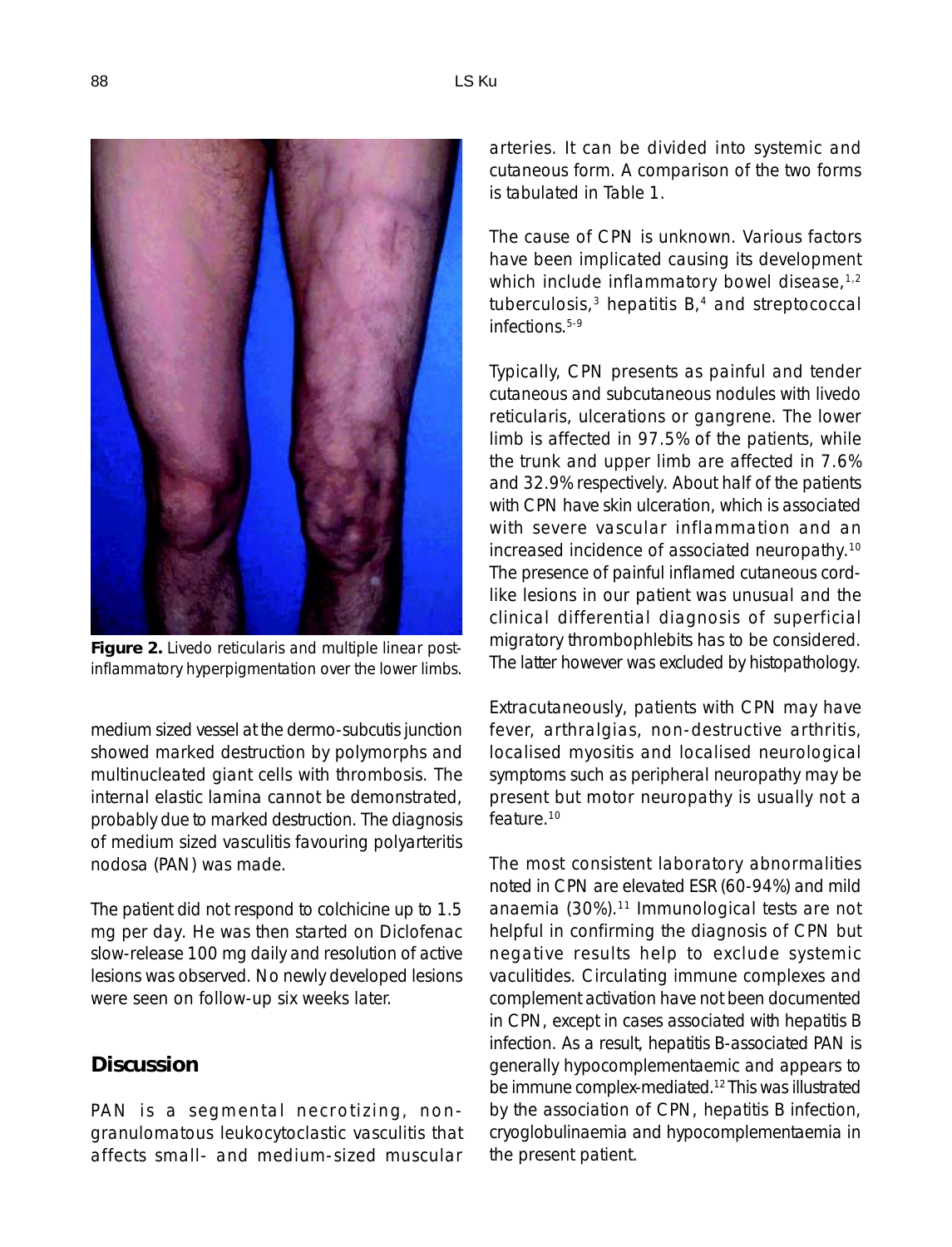Figure 2. Livedo reticularis and multiple linear post-inflammatory hyperpigmentation over the lower limbs.

medium sized vessel at the dermo-subcutis junction showed marked destruction by polymorphs and multinucleated giant cells with thrombosis. The internal elastic lamina cannot be demonstrated, probably due to marked destruction. The diagnosis of medium sized vasculitis favouring polyarteritis nodosa (PAN) was made.

The patient did not respond to colchicine up to 1.5 mg per day. He was then started on Diclofenac slow-release 100 mg daily and resolution of active lesions was observed. No newly developed lesions were seen on follow-up six weeks later.

## Discussion

PAN is a segmental necrotizing, non-granulomatous leukocytoclastic vasculitis that affects small- and medium-sized muscular arteries. It can be divided into systemic and cutaneous form. A comparison of the two forms is tabulated in Table 1.

The cause of CPN is unknown. Various factors have been implicated causing its development which include inflammatory bowel disease,[1,2] tuberculosis,[3] hepatitis B,[4] and streptococcal infections.[5-9]

Typically, CPN presents as painful and tender cutaneous and subcutaneous nodules with livedo reticularis, ulcerations or gangrene. The lower limb is affected in 97.5% of the patients, while the trunk and upper limb are affected in 7.6% and 32.9% respectively. About half of the patients with CPN have skin ulceration, which is associated with severe vascular inflammation and an increased incidence of associated neuropathy.[10] The presence of painful inflamed cutaneous cord-like lesions in our patient was unusual and the clinical differential diagnosis of superficial migratory thrombophlebits has to be considered. The latter however was excluded by histopathology.

Extracutaneously, patients with CPN may have fever, arthralgias, non-destructive arthritis, localised myositis and localised neurological symptoms such as peripheral neuropathy may be present but motor neuropathy is usually not a feature.[10]

The most consistent laboratory abnormalities noted in CPN are elevated ESR (60-94%) and mild anaemia (30%).[11] Immunological tests are not helpful in confirming the diagnosis of CPN but negative results help to exclude systemic vaculitides. Circulating immune complexes and complement activation have not been documented in CPN, except in cases associated with hepatitis B infection. As a result, hepatitis B-associated PAN is generally hypocomplementaemic and appears to be immune complex-mediated.[12] This was illustrated by the association of CPN, hepatitis B infection, cryoglobulinaemia and hypocomplementaemia in the present patient.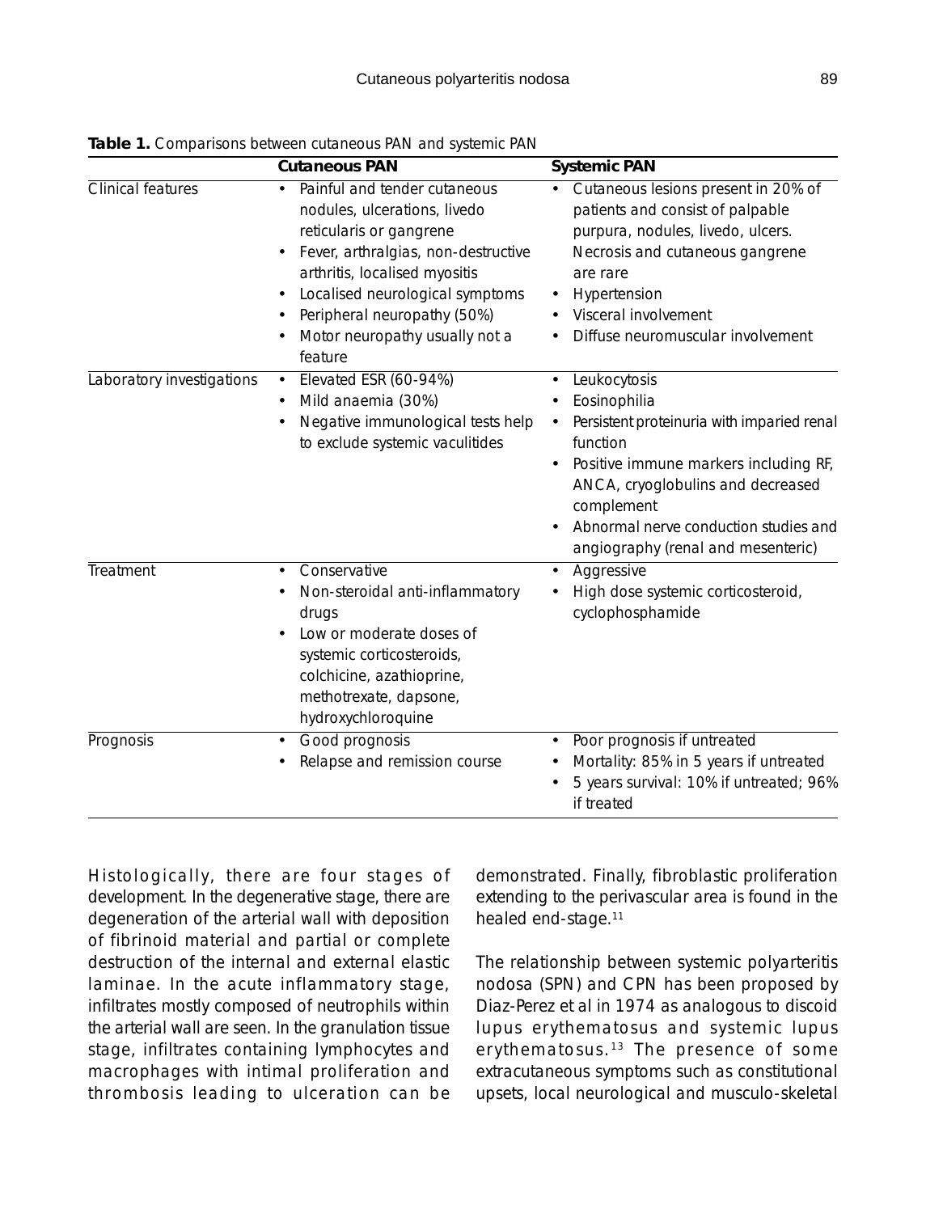**Table 1.** Comparisons between cutaneous PAN and systemic PAN

| | Cutaneous PAN | Systemic PAN |
|---|---|---|
| Clinical features | • Painful and tender cutaneous nodules, ulcerations, livedo reticularis or gangrene<br>• Fever, arthralgias, non-destructive arthritis, localised myositis<br>• Localised neurological symptoms<br>• Peripheral neuropathy (50%)<br>• Motor neuropathy usually not a feature | • Cutaneous lesions present in 20% of patients and consist of palpable purpura, nodules, livedo, ulcers. Necrosis and cutaneous gangrene are rare<br>• Hypertension<br>• Visceral involvement<br>• Diffuse neuromuscular involvement |
| Laboratory investigations | • Elevated ESR (60-94%)<br>• Mild anaemia (30%)<br>• Negative immunological tests help to exclude systemic vaculitides | • Leukocytosis<br>• Eosinophilia<br>• Persistent proteinuria with imparied renal function<br>• Positive immune markers including RF, ANCA, cryoglobulins and decreased complement<br>• Abnormal nerve conduction studies and angiography (renal and mesenteric) |
| Treatment | • Conservative<br>• Non-steroidal anti-inflammatory drugs<br>• Low or moderate doses of systemic corticosteroids, colchicine, azathioprine, methotrexate, dapsone, hydroxychloroquine | • Aggressive<br>• High dose systemic corticosteroid, cyclophosphamide |
| Prognosis | • Good prognosis<br>• Relapse and remission course | • Poor prognosis if untreated<br>• Mortality: 85% in 5 years if untreated<br>• 5 years survival: 10% if untreated; 96% if treated |

Histologically, there are four stages of development. In the degenerative stage, there are degeneration of the arterial wall with deposition of fibrinoid material and partial or complete destruction of the internal and external elastic laminae. In the acute inflammatory stage, infiltrates mostly composed of neutrophils within the arterial wall are seen. In the granulation tissue stage, infiltrates containing lymphocytes and macrophages with intimal proliferation and thrombosis leading to ulceration can be demonstrated. Finally, fibroblastic proliferation extending to the perivascular area is found in the healed end-stage.[11]

The relationship between systemic polyarteritis nodosa (SPN) and CPN has been proposed by Diaz-Perez et al in 1974 as analogous to discoid lupus erythematosus and systemic lupus erythematosus.[13] The presence of some extracutaneous symptoms such as constitutional upsets, local neurological and musculo-skeletal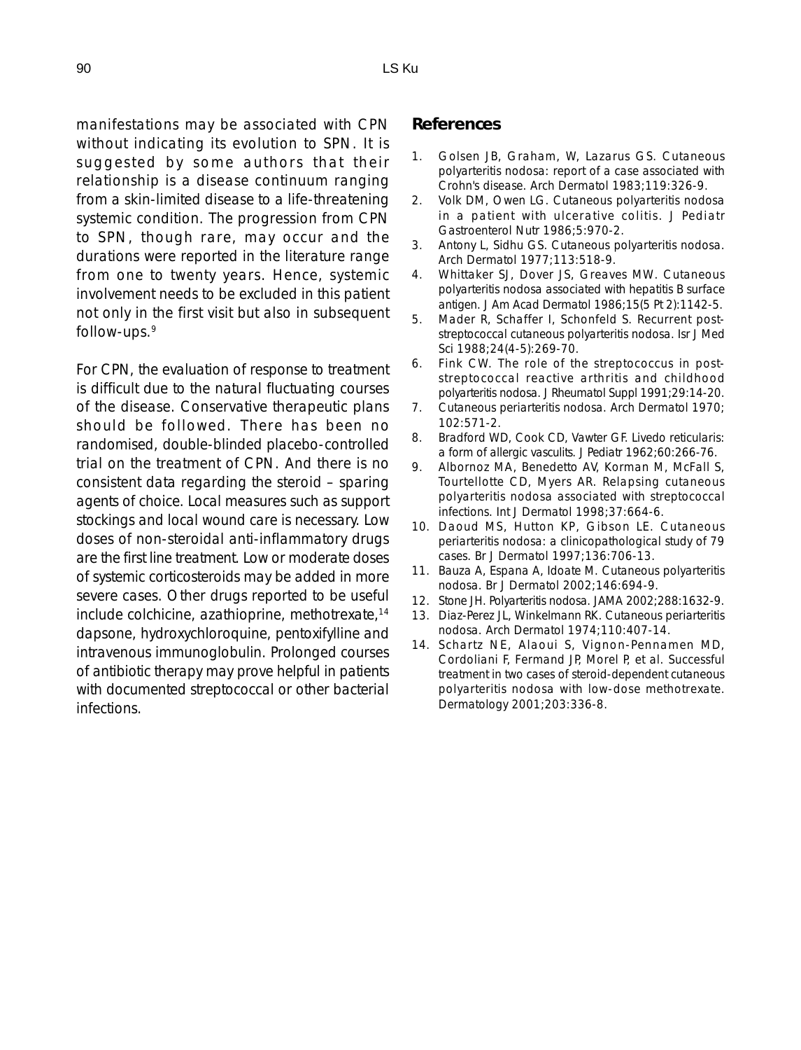manifestations may be associated with CPN without indicating its evolution to SPN. It is suggested by some authors that their relationship is a disease continuum ranging from a skin-limited disease to a life-threatening systemic condition. The progression from CPN to SPN, though rare, may occur and the durations were reported in the literature range from one to twenty years. Hence, systemic involvement needs to be excluded in this patient not only in the first visit but also in subsequent follow-ups.[9]

For CPN, the evaluation of response to treatment is difficult due to the natural fluctuating courses of the disease. Conservative therapeutic plans should be followed. There has been no randomised, double-blinded placebo-controlled trial on the treatment of CPN. And there is no consistent data regarding the steroid – sparing agents of choice. Local measures such as support stockings and local wound care is necessary. Low doses of non-steroidal anti-inflammatory drugs are the first line treatment. Low or moderate doses of systemic corticosteroids may be added in more severe cases. Other drugs reported to be useful include colchicine, azathioprine, methotrexate,[14] dapsone, hydroxychloroquine, pentoxifylline and intravenous immunoglobulin. Prolonged courses of antibiotic therapy may prove helpful in patients with documented streptococcal or other bacterial infections.

## References

1. Golsen JB, Graham, W, Lazarus GS. Cutaneous polyarteritis nodosa: report of a case associated with Crohn's disease. Arch Dermatol 1983;119:326-9.
2. Volk DM, Owen LG. Cutaneous polyarteritis nodosa in a patient with ulcerative colitis. J Pediatr Gastroenterol Nutr 1986;5:970-2.
3. Antony L, Sidhu GS. Cutaneous polyarteritis nodosa. Arch Dermatol 1977;113:518-9.
4. Whittaker SJ, Dover JS, Greaves MW. Cutaneous polyarteritis nodosa associated with hepatitis B surface antigen. J Am Acad Dermatol 1986;15(5 Pt 2):1142-5.
5. Mader R, Schaffer I, Schonfeld S. Recurrent post-streptococcal cutaneous polyarteritis nodosa. Isr J Med Sci 1988;24(4-5):269-70.
6. Fink CW. The role of the streptococcus in post-streptococcal reactive arthritis and childhood polyarteritis nodosa. J Rheumatol Suppl 1991;29:14-20.
7. Cutaneous periarteritis nodosa. Arch Dermatol 1970; 102:571-2.
8. Bradford WD, Cook CD, Vawter GF. Livedo reticularis: a form of allergic vasculits. J Pediatr 1962;60:266-76.
9. Albornoz MA, Benedetto AV, Korman M, McFall S, Tourtellotte CD, Myers AR. Relapsing cutaneous polyarteritis nodosa associated with streptococcal infections. Int J Dermatol 1998;37:664-6.
10. Daoud MS, Hutton KP, Gibson LE. Cutaneous periarteritis nodosa: a clinicopathological study of 79 cases. Br J Dermatol 1997;136:706-13.
11. Bauza A, Espana A, Idoate M. Cutaneous polyarteritis nodosa. Br J Dermatol 2002;146:694-9.
12. Stone JH. Polyarteritis nodosa. JAMA 2002;288:1632-9.
13. Diaz-Perez JL, Winkelmann RK. Cutaneous periarteritis nodosa. Arch Dermatol 1974;110:407-14.
14. Schartz NE, Alaoui S, Vignon-Pennamen MD, Cordoliani F, Fermand JP, Morel P, et al. Successful treatment in two cases of steroid-dependent cutaneous polyarteritis nodosa with low-dose methotrexate. Dermatology 2001;203:336-8.